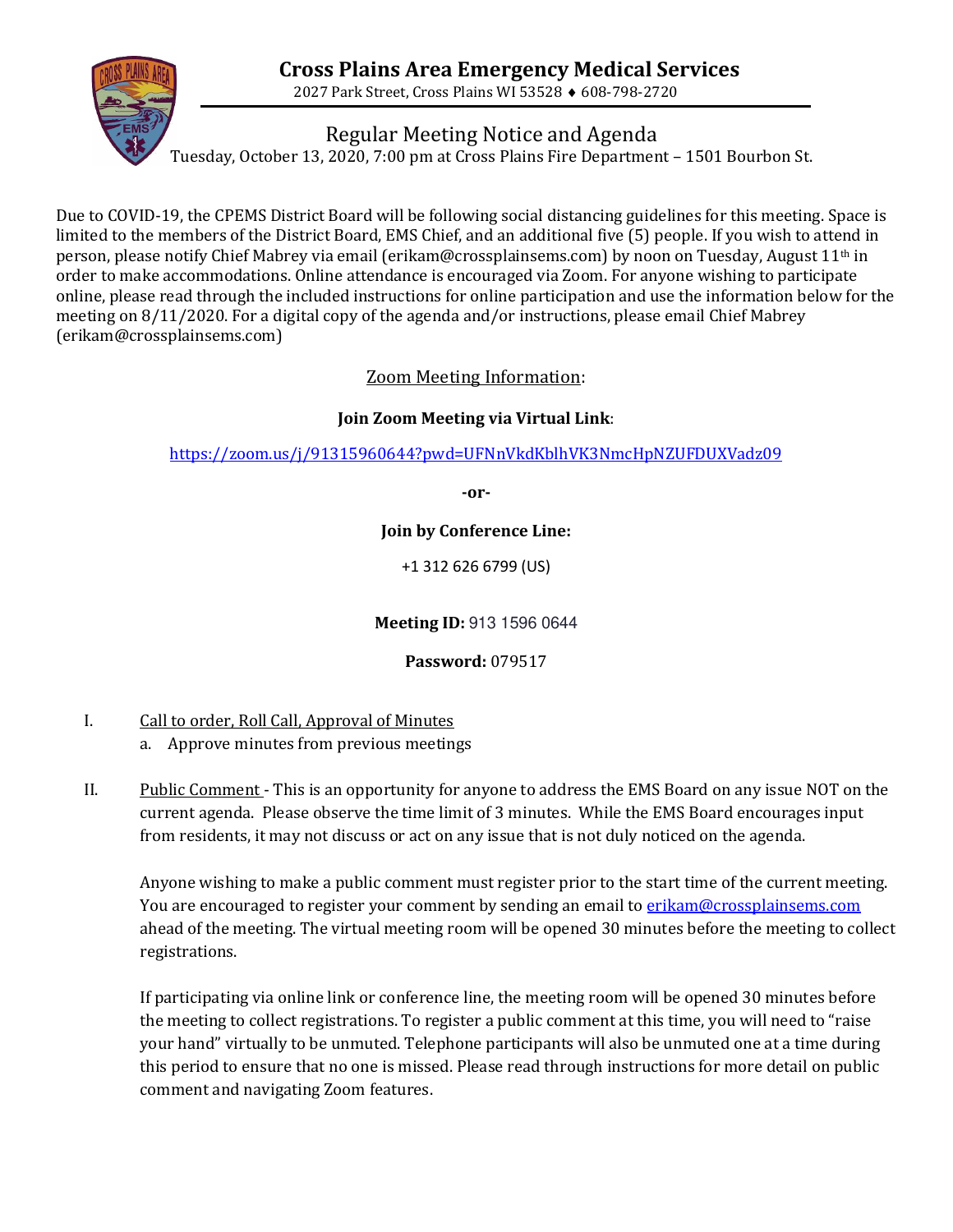# Cross Plains Area Emergency Medical Services

2027 Park Street, Cross Plains WI 53528 ♦ 608-798-2720

## Regular Meeting Notice and Agenda

Tuesday, October 13, 2020, 7:00 pm at Cross Plains Fire Department – 1501 Bourbon St.

Due to COVID-19, the CPEMS District Board will be following social distancing guidelines for this meeting. Space is limited to the members of the District Board, EMS Chief, and an additional five (5) people. If you wish to attend in person, please notify Chief Mabrey via email (erikam@crossplainsems.com) by noon on Tuesday, August 11th in order to make accommodations. Online attendance is encouraged via Zoom. For anyone wishing to participate online, please read through the included instructions for online participation and use the information below for the meeting on 8/11/2020. For a digital copy of the agenda and/or instructions, please email Chief Mabrey (erikam@crossplainsems.com)

Zoom Meeting Information:

**Join Zoom Meeting via Virtual Link**:

https://zoom.us/j/91315960644?pwd=UFNnVkdKblhVK3NmcHpNZUFDUXVadz09

**-or-**

**Join by Conference Line:**

+1 312 626 6799 (US)

**Meeting ID:** 913 1596 0644

**Password:** 079517

I. Call to order, Roll Call, Approval of Minutes
   a. Approve minutes from previous meetings

II. Public Comment - This is an opportunity for anyone to address the EMS Board on any issue NOT on the current agenda. Please observe the time limit of 3 minutes. While the EMS Board encourages input from residents, it may not discuss or act on any issue that is not duly noticed on the agenda.

   Anyone wishing to make a public comment must register prior to the start time of the current meeting. You are encouraged to register your comment by sending an email to erikam@crossplainsems.com ahead of the meeting. The virtual meeting room will be opened 30 minutes before the meeting to collect registrations.

   If participating via online link or conference line, the meeting room will be opened 30 minutes before the meeting to collect registrations. To register a public comment at this time, you will need to "raise your hand" virtually to be unmuted. Telephone participants will also be unmuted one at a time during this period to ensure that no one is missed. Please read through instructions for more detail on public comment and navigating Zoom features.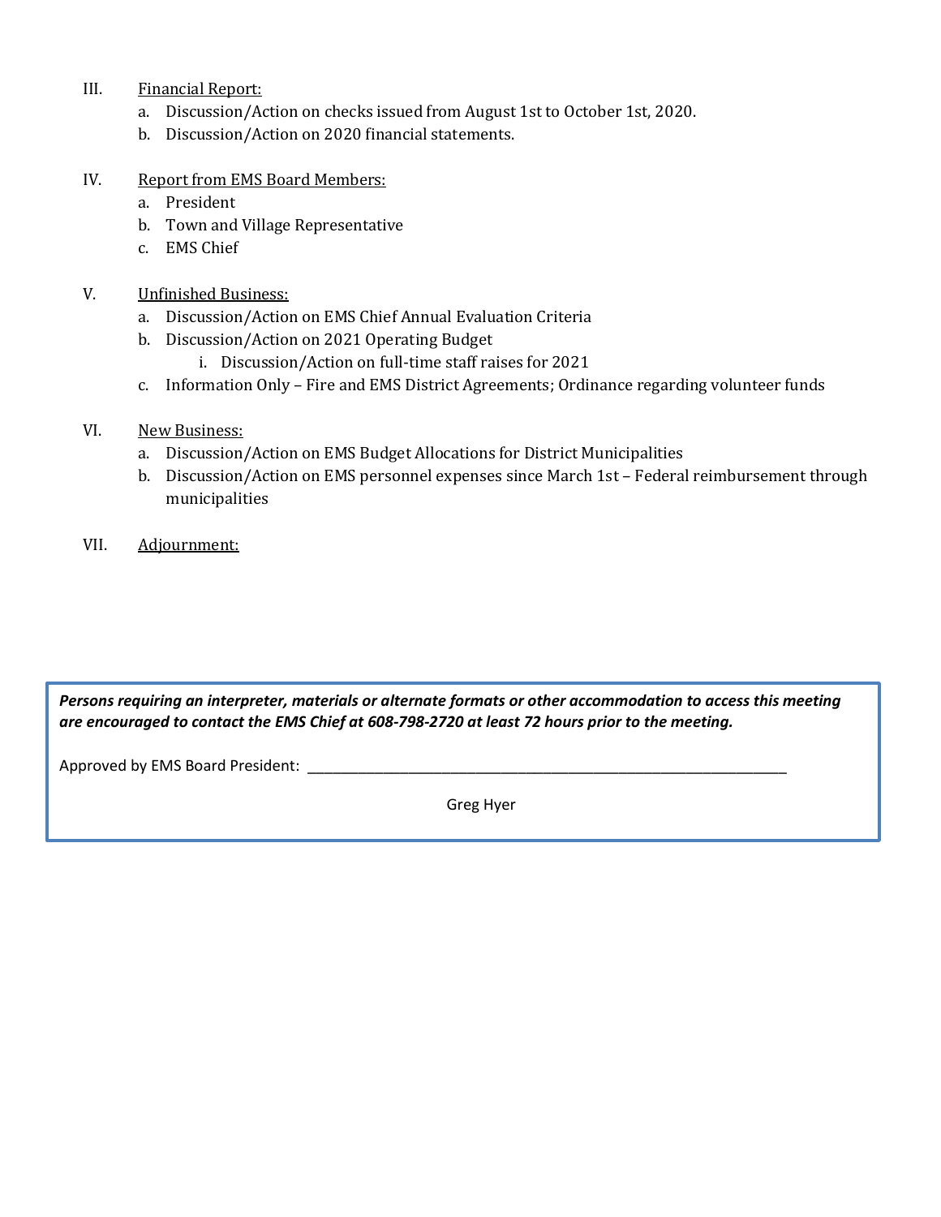III. <u>Financial Report:</u>

a. Discussion/Action on checks issued from August 1st to October 1st, 2020.
b. Discussion/Action on 2020 financial statements.

IV. <u>Report from EMS Board Members:</u>

a. President
b. Town and Village Representative
c. EMS Chief

V. <u>Unfinished Business:</u>

a. Discussion/Action on EMS Chief Annual Evaluation Criteria
b. Discussion/Action on 2021 Operating Budget
   i. Discussion/Action on full-time staff raises for 2021
c. Information Only – Fire and EMS District Agreements; Ordinance regarding volunteer funds

VI. <u>New Business:</u>

a. Discussion/Action on EMS Budget Allocations for District Municipalities
b. Discussion/Action on EMS personnel expenses since March 1st – Federal reimbursement through municipalities

VII. <u>Adjournment:</u>

***Persons requiring an interpreter, materials or alternate formats or other accommodation to access this meeting are encouraged to contact the EMS Chief at 608-798-2720 at least 72 hours prior to the meeting.***

Approved by EMS Board President: ______________________________________________

Greg Hyer